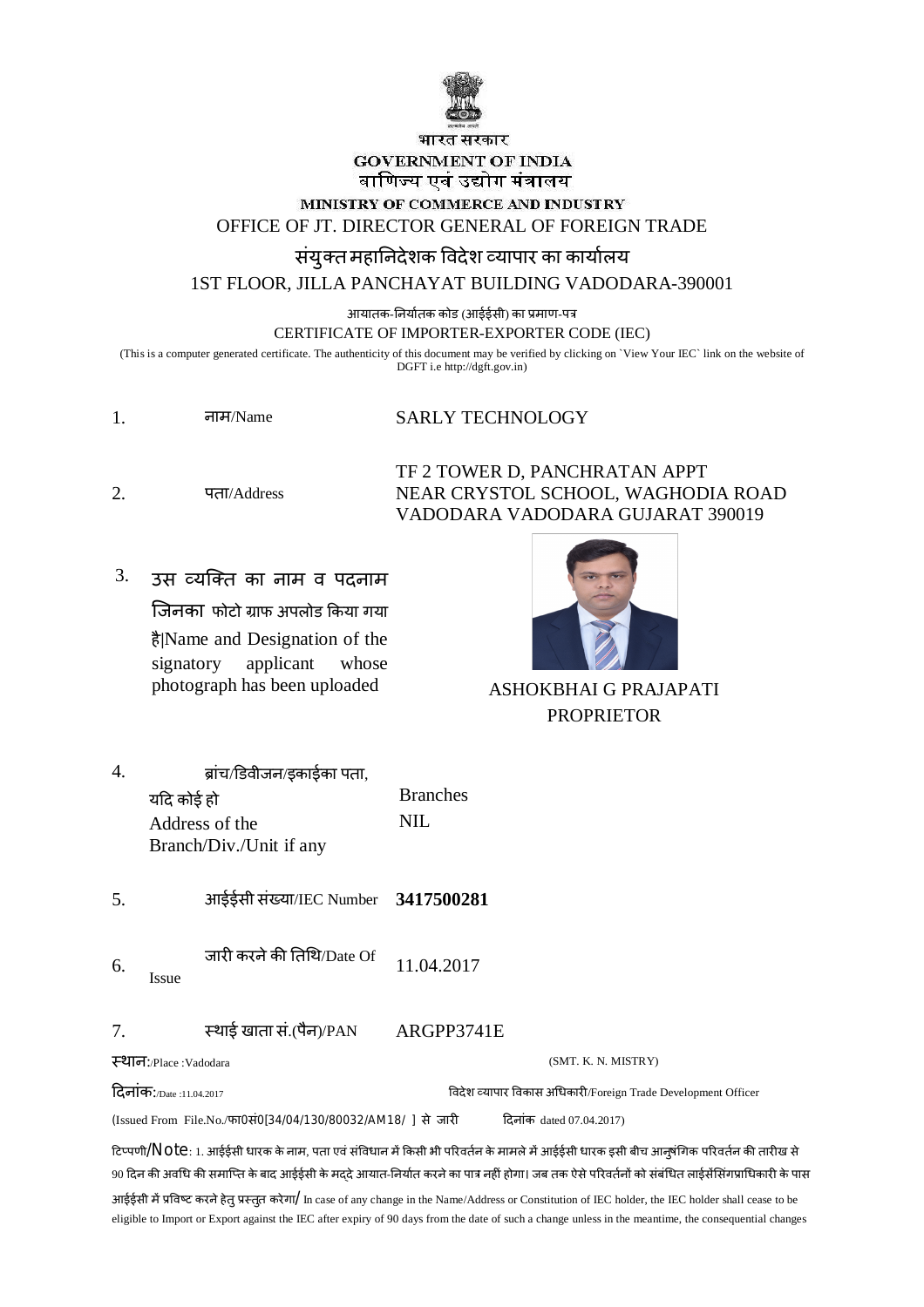भारत सरकार

**GOVERNMENT OF INDIA**

वाणिज्य एवं उद्योग मंत्रालय

**MINISTRY OF COMMERCE AND INDUSTRY**

OFFICE OF JT. DIRECTOR GENERAL OF FOREIGN TRADE

संयुक्त महानिदेशक विदेश व्यापार का कार्यालय

1ST FLOOR, JILLA PANCHAYAT BUILDING VADODARA-390001

आयातक-निर्यातक कोड (आईईसी) का प्रमाण-पत्र

CERTIFICATE OF IMPORTER-EXPORTER CODE (IEC)

(This is a computer generated certificate. The authenticity of this document may be verified by clicking on `View Your IEC` link on the website of DGFT i.e http://dgft.gov.in)

| | | |
|---|---|---|
| 1. | नाम/Name | SARLY TECHNOLOGY |
| 2. | पता/Address | TF 2 TOWER D, PANCHRATAN APPT NEAR CRYSTOL SCHOOL, WAGHODIA ROAD VADODARA VADODARA GUJARAT 390019 |
| 3. | उस व्यक्ति का नाम व पदनाम जिनका फोटो ग्राफ अपलोड किया गया है।Name and Designation of the signatory applicant whose photograph has been uploaded | ASHOKBHAI G PRAJAPATI PROPRIETOR |
| 4. | ब्रांच/डिवीजन/इकाईका पता, यदि कोई हो Address of the Branch/Div./Unit if any | Branches NIL |
| 5. | आईईसी संख्या/IEC Number | **3417500281** |
| 6. | जारी करने की तिथि/Date Of Issue | 11.04.2017 |
| 7. | स्थाई खाता सं.(पैन)/PAN | ARGPP3741E |

स्थान:/Place :Vadodara

(SMT. K. N. MISTRY)

दिनांक:/Date :11.04.2017

विदेश व्यापार विकास अधिकारी/Foreign Trade Development Officer

(Issued From File.No./फा0सं0[34/04/130/80032/AM18/ ] से जारी दिनांक dated 07.04.2017)

टिप्पणी/Note: 1. आईईसी धारक के नाम, पता एवं संविधान में किसी भी परिवर्तन के मामले में आईईसी धारक इसी बीच आनुषंगिक परिवर्तन की तारीख से 90 दिन की अवधि की समाप्ति के बाद आईईसी के मद्दे आयात-निर्यात करने का पात्र नहीं होगा। जब तक ऐसे परिवर्तनों को संबंधित लाईसेंसिंगप्राधिकारी के पास आईईसी में प्रविष्ट करने हेतु प्रस्तुत करेगा/ In case of any change in the Name/Address or Constitution of IEC holder, the IEC holder shall cease to be eligible to Import or Export against the IEC after expiry of 90 days from the date of such a change unless in the meantime, the consequential changes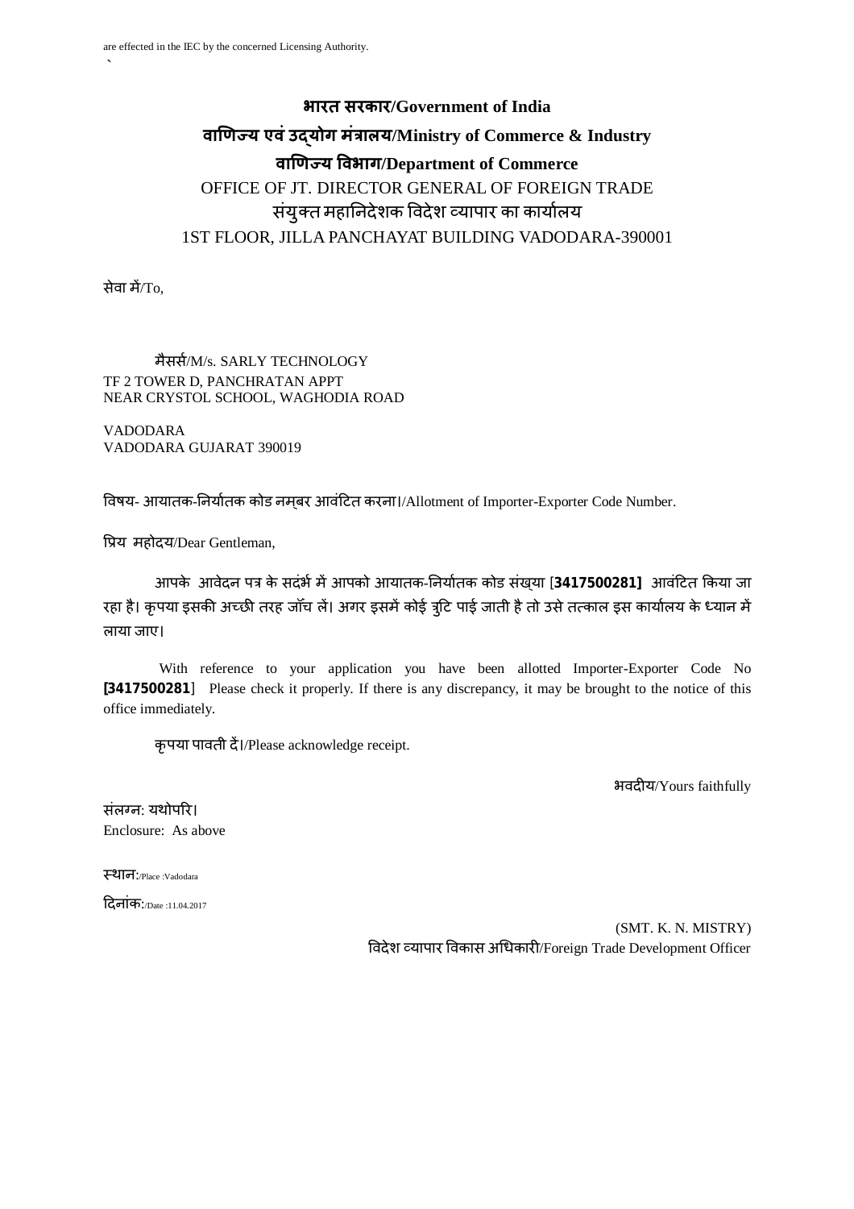are effected in the IEC by the concerned Licensing Authority.

`

# भारत सरकार/Government of India
## वाणिज्य एवं उद्योग मंत्रालय/Ministry of Commerce & Industry
## वाणिज्य विभाग/Department of Commerce

OFFICE OF JT. DIRECTOR GENERAL OF FOREIGN TRADE
संयुक्त महानिदेशक विदेश व्यापार का कार्यालय
1ST FLOOR, JILLA PANCHAYAT BUILDING VADODARA-390001

सेवा में/To,

मैसर्स/M/s. SARLY TECHNOLOGY
TF 2 TOWER D, PANCHRATAN APPT
NEAR CRYSTOL SCHOOL, WAGHODIA ROAD

VADODARA
VADODARA GUJARAT 390019

विषय- आयातक-निर्यातक कोड नम्बर आवंटित करना।/Allotment of Importer-Exporter Code Number.

प्रिय महोदय/Dear Gentleman,

आपके आवेदन पत्र के सदंर्भ में आपको आयातक-निर्यातक कोड संख्या [**3417500281]** आवंटित किया जा रहा है। कृपया इसकी अच्छी तरह जॉच लें। अगर इसमें कोई त्रुटि पाई जाती है तो उसे तत्काल इस कार्यालय के ध्यान में लाया जाए।

With reference to your application you have been allotted Importer-Exporter Code No **[3417500281**] Please check it properly. If there is any discrepancy, it may be brought to the notice of this office immediately.

कृपया पावती दें।/Please acknowledge receipt.

भवदीय/Yours faithfully

संलग्न: यथोपरि।
Enclosure: As above

स्थान:/Place :Vadodara

दिनांक:/Date :11.04.2017

(SMT. K. N. MISTRY)
विदेश व्यापार विकास अधिकारी/Foreign Trade Development Officer